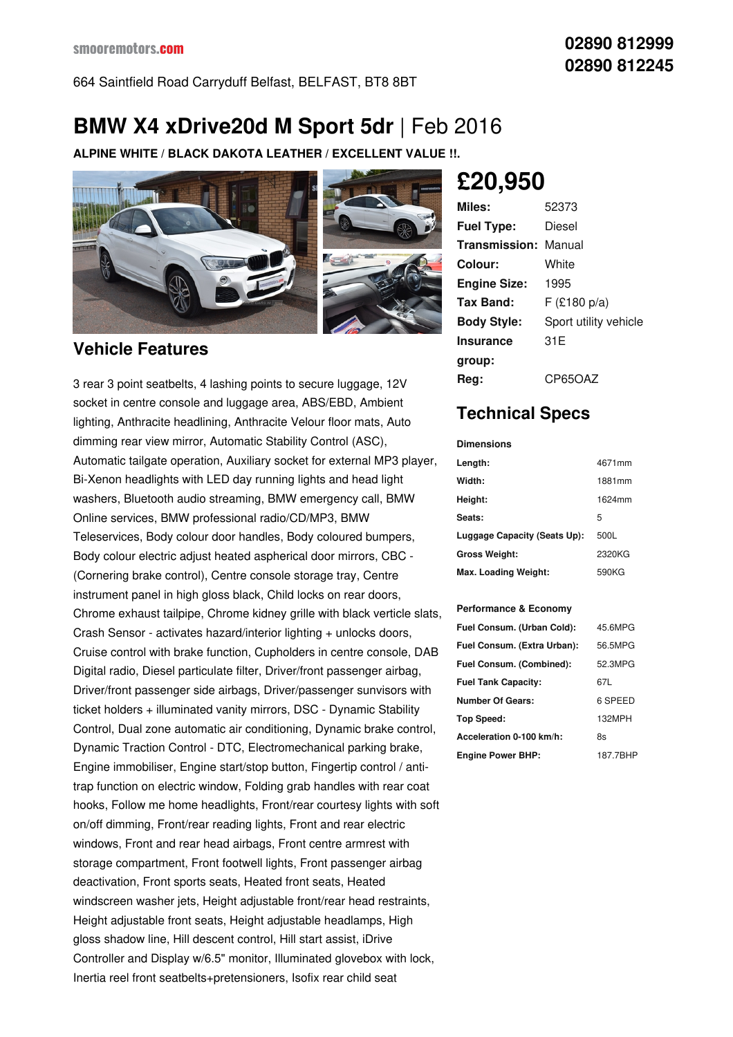smooremotors.com

664 Saintfield Road Carryduff Belfast, BELFAST, BT8 8BT

02890 812999
02890 812245

# BMW X4 xDrive20d M Sport 5dr | Feb 2016

**ALPINE WHITE / BLACK DAKOTA LEATHER / EXCELLENT VALUE !!.**

## £20,950

| | |
|---|---|
| **Miles:** | 52373 |
| **Fuel Type:** | Diesel |
| **Transmission:** | Manual |
| **Colour:** | White |
| **Engine Size:** | 1995 |
| **Tax Band:** | F (£180 p/a) |
| **Body Style:** | Sport utility vehicle |
| **Insurance group:** | 31E |
| **Reg:** | CP65OAZ |

## Vehicle Features

3 rear 3 point seatbelts, 4 lashing points to secure luggage, 12V socket in centre console and luggage area, ABS/EBD, Ambient lighting, Anthracite headlining, Anthracite Velour floor mats, Auto dimming rear view mirror, Automatic Stability Control (ASC), Automatic tailgate operation, Auxiliary socket for external MP3 player, Bi-Xenon headlights with LED day running lights and head light washers, Bluetooth audio streaming, BMW emergency call, BMW Online services, BMW professional radio/CD/MP3, BMW Teleservices, Body colour door handles, Body coloured bumpers, Body colour electric adjust heated asperical door mirrors, CBC - (Cornering brake control), Centre console storage tray, Centre instrument panel in high gloss black, Child locks on rear doors, Chrome exhaust tailpipe, Chrome kidney grille with black verticle slats, Crash Sensor - activates hazard/interior lighting + unlocks doors, Cruise control with brake function, Cupholders in centre console, DAB Digital radio, Diesel particulate filter, Driver/front passenger airbag, Driver/front passenger side airbags, Driver/passenger sunvisors with ticket holders + illuminated vanity mirrors, DSC - Dynamic Stability Control, Dual zone automatic air conditioning, Dynamic brake control, Dynamic Traction Control - DTC, Electromechanical parking brake, Engine immobiliser, Engine start/stop button, Fingertip control / anti-trap function on electric window, Folding grab handles with rear coat hooks, Follow me home headlights, Front/rear courtesy lights with soft on/off dimming, Front/rear reading lights, Front and rear electric windows, Front and rear head airbags, Front centre armrest with storage compartment, Front footwell lights, Front passenger airbag deactivation, Front sports seats, Heated front seats, Heated windscreen washer jets, Height adjustable front/rear head restraints, Height adjustable front seats, Height adjustable headlamps, High gloss shadow line, Hill descent control, Hill start assist, iDrive Controller and Display w/6.5" monitor, Illuminated glovebox with lock, Inertia reel front seatbelts+pretensioners, Isofix rear child seat

## Technical Specs

**Dimensions**

| | |
|---|---|
| **Length:** | 4671mm |
| **Width:** | 1881mm |
| **Height:** | 1624mm |
| **Seats:** | 5 |
| **Luggage Capacity (Seats Up):** | 500L |
| **Gross Weight:** | 2320KG |
| **Max. Loading Weight:** | 590KG |

**Performance & Economy**

| | |
|---|---|
| **Fuel Consum. (Urban Cold):** | 45.6MPG |
| **Fuel Consum. (Extra Urban):** | 56.5MPG |
| **Fuel Consum. (Combined):** | 52.3MPG |
| **Fuel Tank Capacity:** | 67L |
| **Number Of Gears:** | 6 SPEED |
| **Top Speed:** | 132MPH |
| **Acceleration 0-100 km/h:** | 8s |
| **Engine Power BHP:** | 187.7BHP |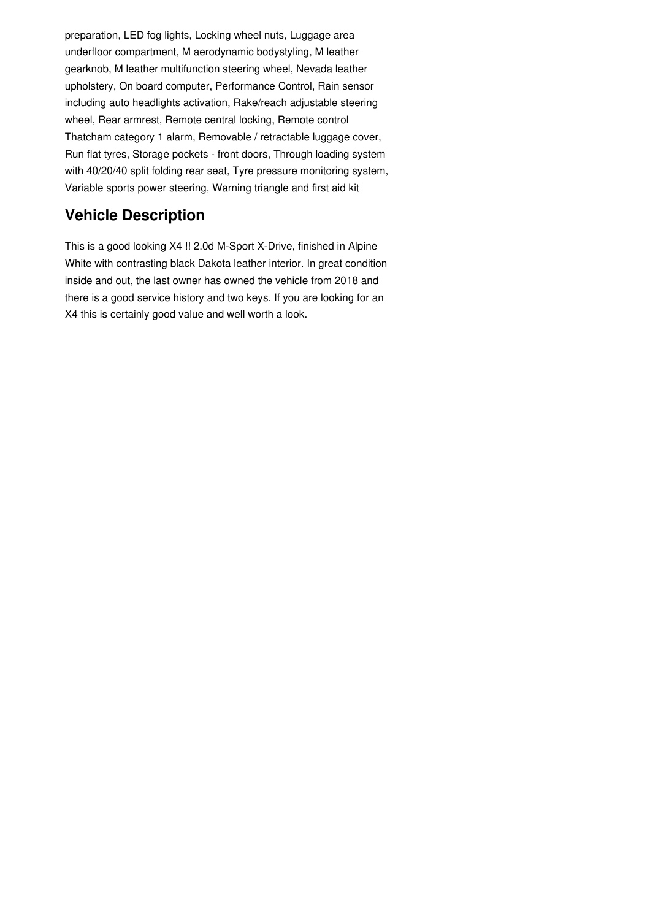preparation, LED fog lights, Locking wheel nuts, Luggage area underfloor compartment, M aerodynamic bodystyling, M leather gearknob, M leather multifunction steering wheel, Nevada leather upholstery, On board computer, Performance Control, Rain sensor including auto headlights activation, Rake/reach adjustable steering wheel, Rear armrest, Remote central locking, Remote control Thatcham category 1 alarm, Removable / retractable luggage cover, Run flat tyres, Storage pockets - front doors, Through loading system with 40/20/40 split folding rear seat, Tyre pressure monitoring system, Variable sports power steering, Warning triangle and first aid kit

## Vehicle Description

This is a good looking X4 !! 2.0d M-Sport X-Drive, finished in Alpine White with contrasting black Dakota leather interior. In great condition inside and out, the last owner has owned the vehicle from 2018 and there is a good service history and two keys. If you are looking for an X4 this is certainly good value and well worth a look.